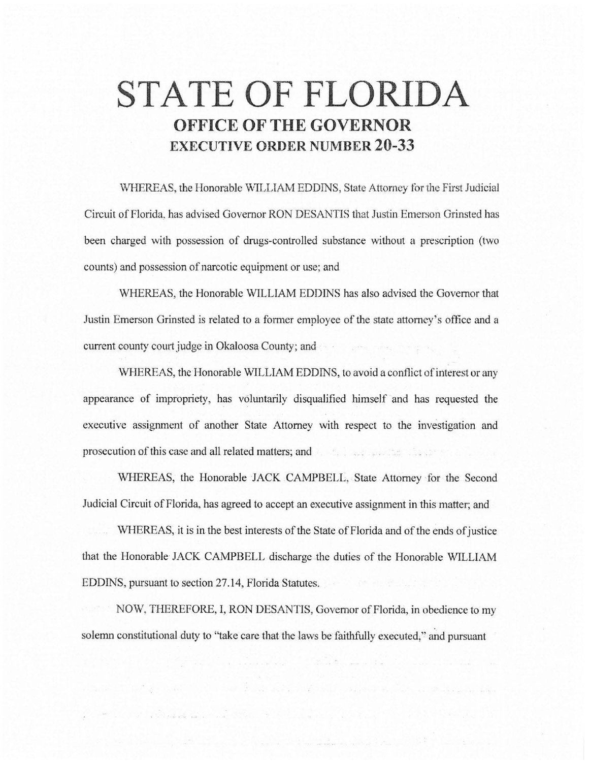# STATE OF FLORIDA

## OFFICE OF THE GOVERNOR

### EXECUTIVE ORDER NUMBER 20-33

WHEREAS, the Honorable WILLIAM EDDINS, State Attorney for the First Judicial Circuit of Florida, has advised Governor RON DESANTIS that Justin Emerson Grinsted has been charged with possession of drugs-controlled substance without a prescription (two counts) and possession of narcotic equipment or use; and

WHEREAS, the Honorable WILLIAM EDDINS has also advised the Governor that Justin Emerson Grinsted is related to a former employee of the state attorney's office and a current county court judge in Okaloosa County; and

WHEREAS, the Honorable WILLIAM EDDINS, to avoid a conflict of interest or any appearance of impropriety, has voluntarily disqualified himself and has requested the executive assignment of another State Attorney with respect to the investigation and prosecution of this case and all related matters; and

WHEREAS, the Honorable JACK CAMPBELL, State Attorney for the Second Judicial Circuit of Florida, has agreed to accept an executive assignment in this matter; and

WHEREAS, it is in the best interests of the State of Florida and of the ends of justice that the Honorable JACK CAMPBELL discharge the duties of the Honorable WILLIAM EDDINS, pursuant to section 27.14, Florida Statutes.

NOW, THEREFORE, I, RON DESANTIS, Governor of Florida, in obedience to my solemn constitutional duty to "take care that the laws be faithfully executed," and pursuant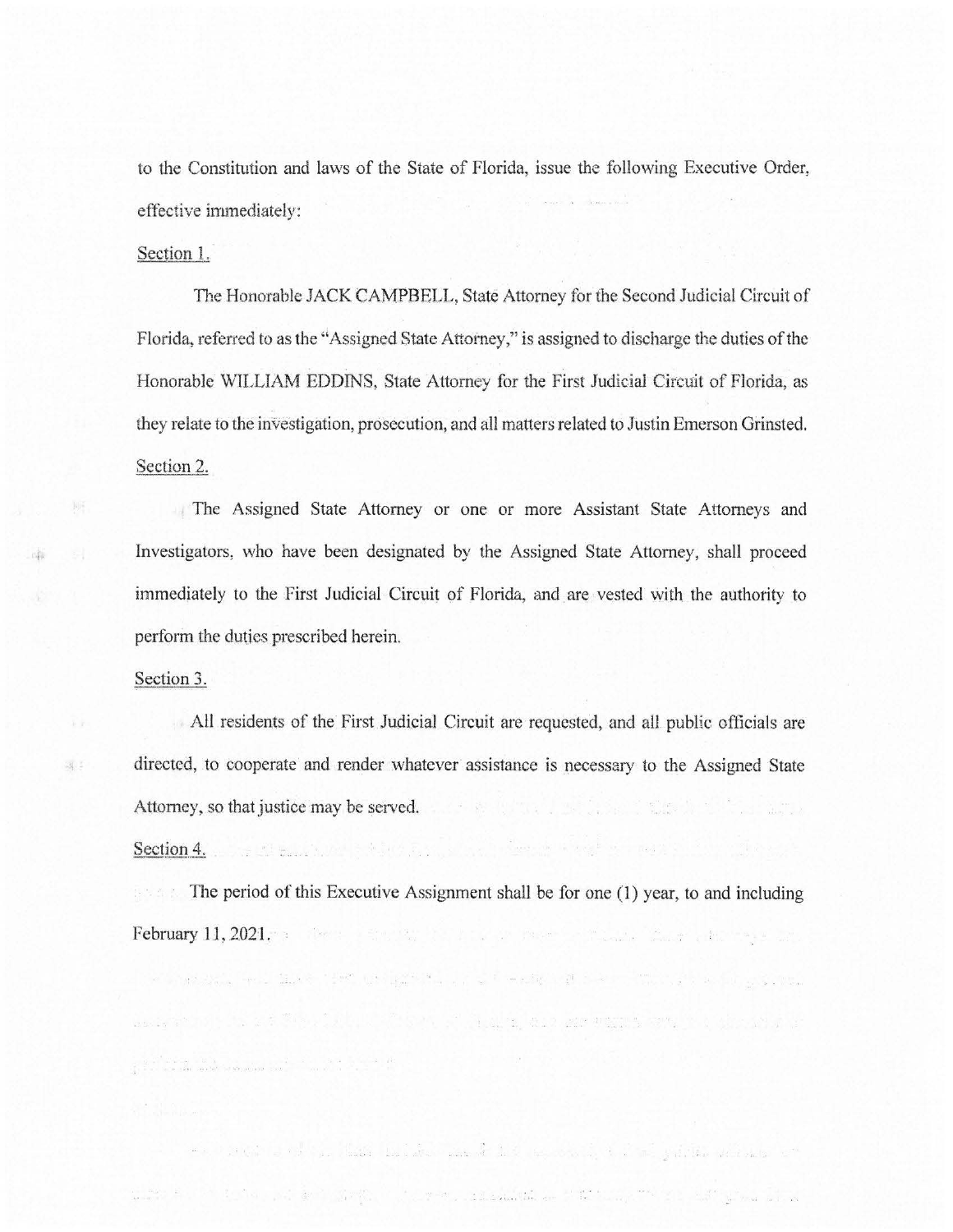to the Constitution and laws of the State of Florida, issue the following Executive Order, effective immediately:

Section 1.

The Honorable JACK CAMPBELL, State Attorney for the Second Judicial Circuit of Florida, referred to as the "Assigned State Attorney," is assigned to discharge the duties of the Honorable WILLIAM EDDINS, State Attorney for the First Judicial Circuit of Florida, as they relate to the investigation, prosecution, and all matters related to Justin Emerson Grinsted.

Section 2.

The Assigned State Attorney or one or more Assistant State Attorneys and Investigators, who have been designated by the Assigned State Attorney, shall proceed immediately to the First Judicial Circuit of Florida, and are vested with the authority to perform the duties prescribed herein.

Section 3.

All residents of the First Judicial Circuit are requested, and all public officials are directed, to cooperate and render whatever assistance is necessary to the Assigned State Attorney, so that justice may be served.

Section 4.

The period of this Executive Assignment shall be for one (1) year, to and including February 11, 2021.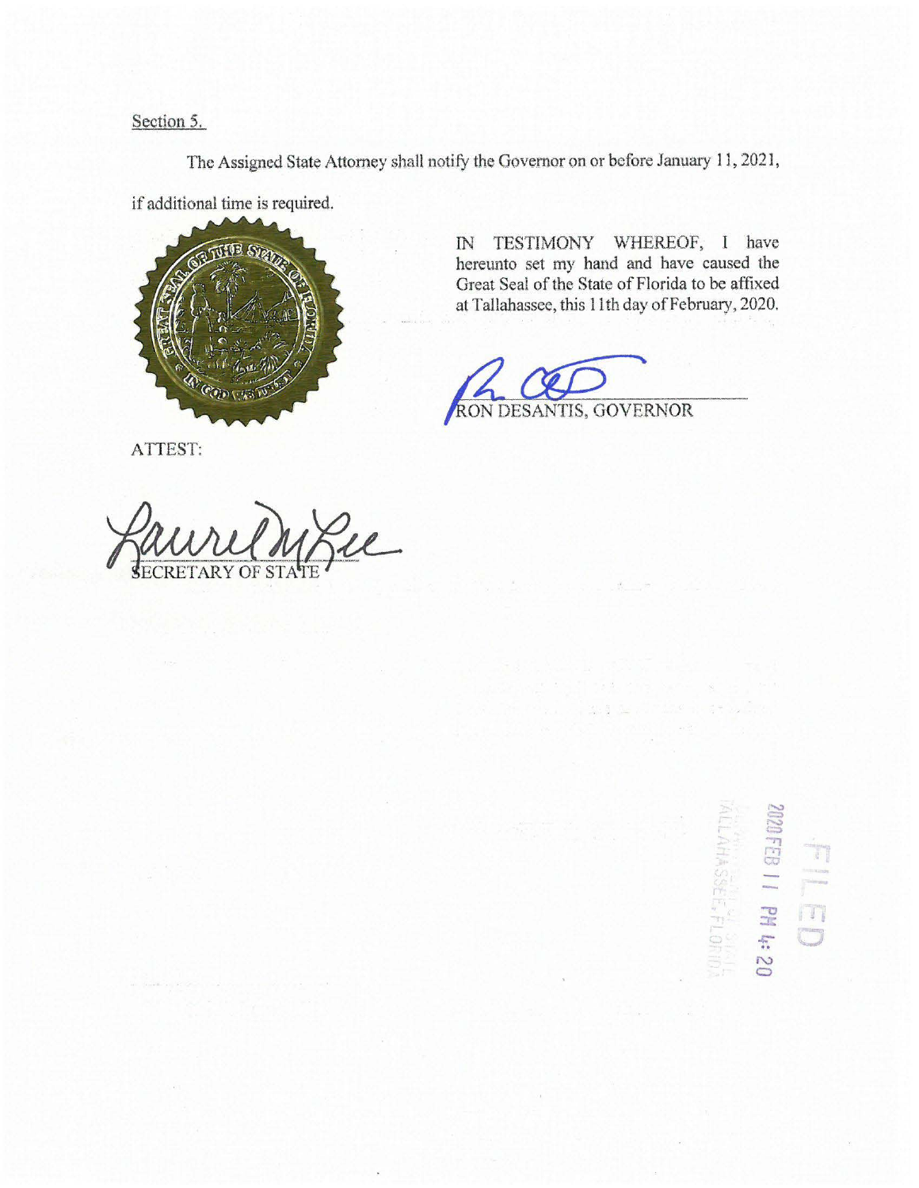Section 5.

The Assigned State Attorney shall notify the Governor on or before January 11, 2021, if additional time is required.

IN TESTIMONY WHEREOF, I have hereunto set my hand and have caused the Great Seal of the State of Florida to be affixed at Tallahassee, this 11th day of February, 2020.

RON DESANTIS, GOVERNOR

ATTEST:

SECRETARY OF STATE

FILED

2020 FEB 11 PM 4:20

TALLAHASSEE, FLORIDA